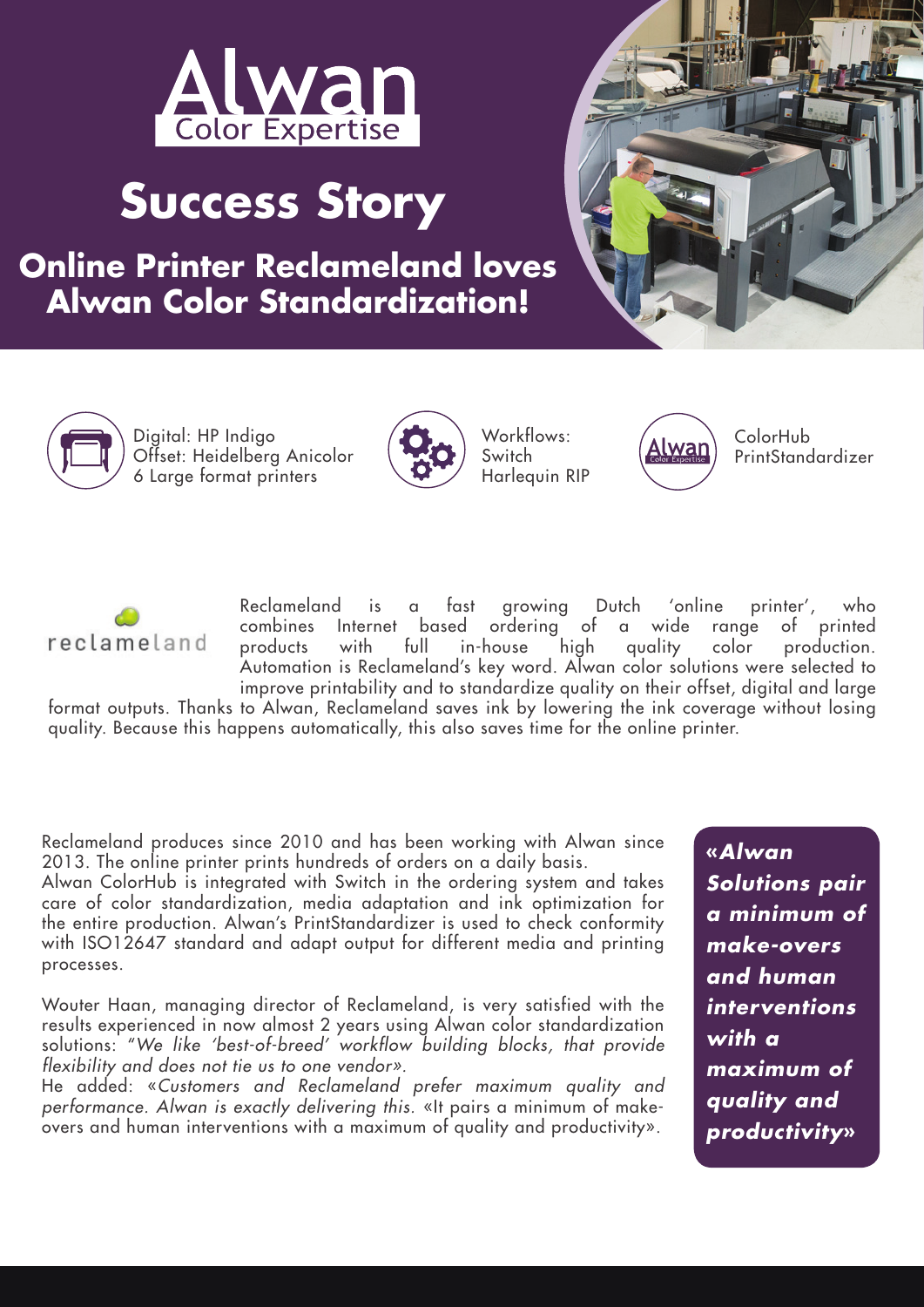Alwan
Color Expertise

# Success Story

## Online Printer Reclameland loves Alwan Color Standardization!

Digital: HP Indigo
Offset: Heidelberg Anicolor
6 Large format printers

Workflows:
Switch
Harlequin RIP

ColorHub
PrintStandardizer

reclameland

Reclameland is a fast growing Dutch 'online printer', who combines Internet based ordering of a wide range of printed products with full in-house high quality color production. Automation is Reclameland's key word. Alwan color solutions were selected to improve printability and to standardize quality on their offset, digital and large format outputs. Thanks to Alwan, Reclameland saves ink by lowering the ink coverage without losing quality. Because this happens automatically, this also saves time for the online printer.

Reclameland produces since 2010 and has been working with Alwan since 2013. The online printer prints hundreds of orders on a daily basis.
Alwan ColorHub is integrated with Switch in the ordering system and takes care of color standardization, media adaptation and ink optimization for the entire production. Alwan's PrintStandardizer is used to check conformity with ISO12647 standard and adapt output for different media and printing processes.

Wouter Haan, managing director of Reclameland, is very satisfied with the results experienced in now almost 2 years using Alwan color standardization solutions: *"We like 'best-of-breed' workflow building blocks, that provide flexibility and does not tie us to one vendor».*
He added: «*Customers and Reclameland prefer maximum quality and performance. Alwan is exactly delivering this.* «It pairs a minimum of make-overs and human interventions with a maximum of quality and productivity».

***«Alwan Solutions pair a minimum of make-overs and human interventions with a maximum of quality and productivity»***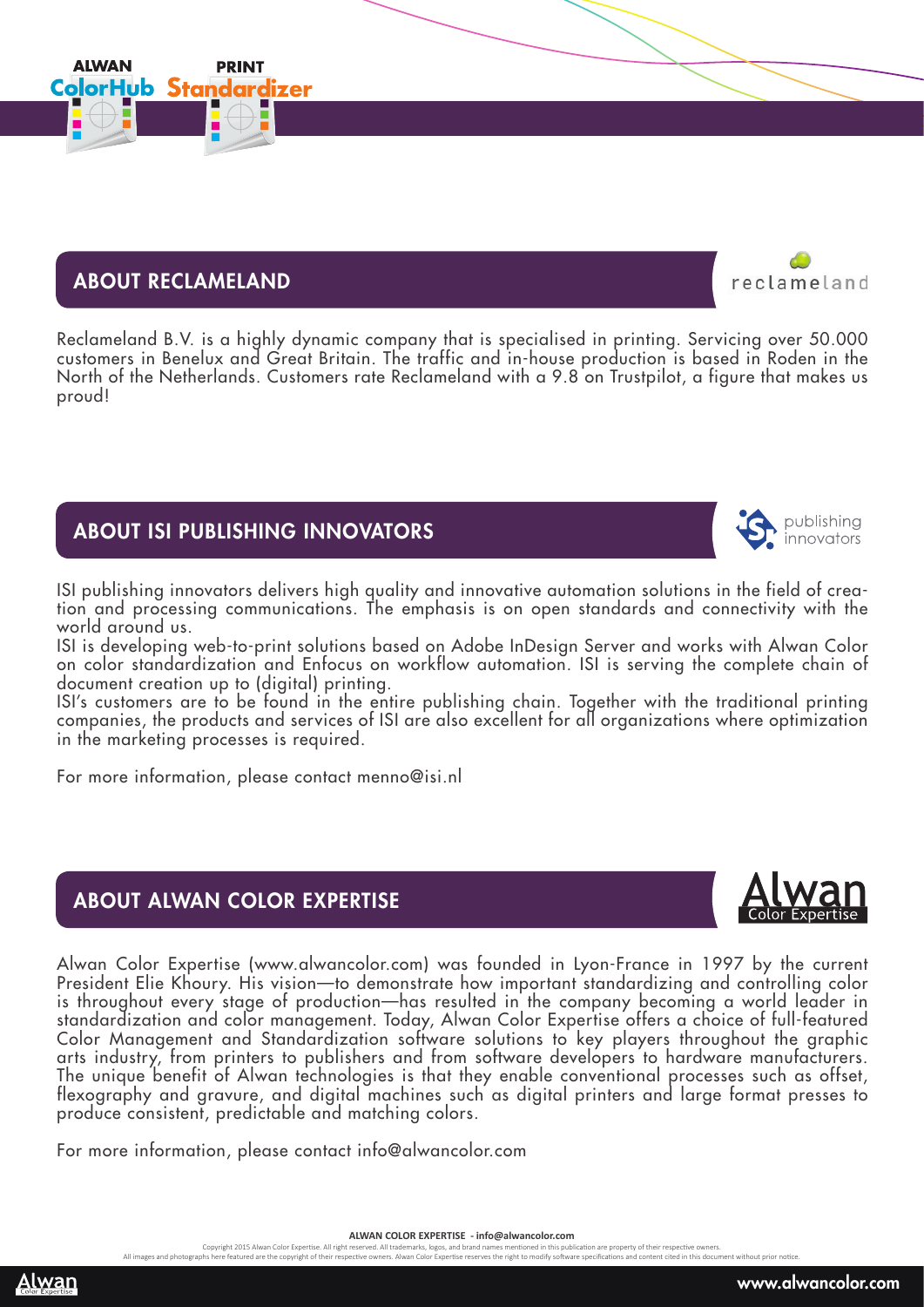## ABOUT RECLAMELAND

Reclameland B.V. is a highly dynamic company that is specialised in printing. Servicing over 50.000 customers in Benelux and Great Britain. The traffic and in-house production is based in Roden in the North of the Netherlands. Customers rate Reclameland with a 9.8 on Trustpilot, a figure that makes us proud!

## ABOUT ISI PUBLISHING INNOVATORS

ISI publishing innovators delivers high quality and innovative automation solutions in the field of creation and processing communications. The emphasis is on open standards and connectivity with the world around us.

ISI is developing web-to-print solutions based on Adobe InDesign Server and works with Alwan Color on color standardization and Enfocus on workflow automation. ISI is serving the complete chain of document creation up to (digital) printing.

ISI's customers are to be found in the entire publishing chain. Together with the traditional printing companies, the products and services of ISI are also excellent for all organizations where optimization in the marketing processes is required.

For more information, please contact menno@isi.nl

## ABOUT ALWAN COLOR EXPERTISE

Alwan Color Expertise (www.alwancolor.com) was founded in Lyon-France in 1997 by the current President Elie Khoury. His vision—to demonstrate how important standardizing and controlling color is throughout every stage of production—has resulted in the company becoming a world leader in standardization and color management. Today, Alwan Color Expertise offers a choice of full-featured Color Management and Standardization software solutions to key players throughout the graphic arts industry, from printers to publishers and from software developers to hardware manufacturers. The unique benefit of Alwan technologies is that they enable conventional processes such as offset, flexography and gravure, and digital machines such as digital printers and large format presses to produce consistent, predictable and matching colors.

For more information, please contact info@alwancolor.com

**ALWAN COLOR EXPERTISE - info@alwancolor.com**

Copyright 2015 Alwan Color Expertise. All right reserved. All trademarks, logos, and brand names mentioned in this publication are property of their respective owners.
All images and photographs here featured are the copyright of their respective owners. Alwan Color Expertise reserves the right to modify software specifications and content cited in this document without prior notice.

www.alwancolor.com